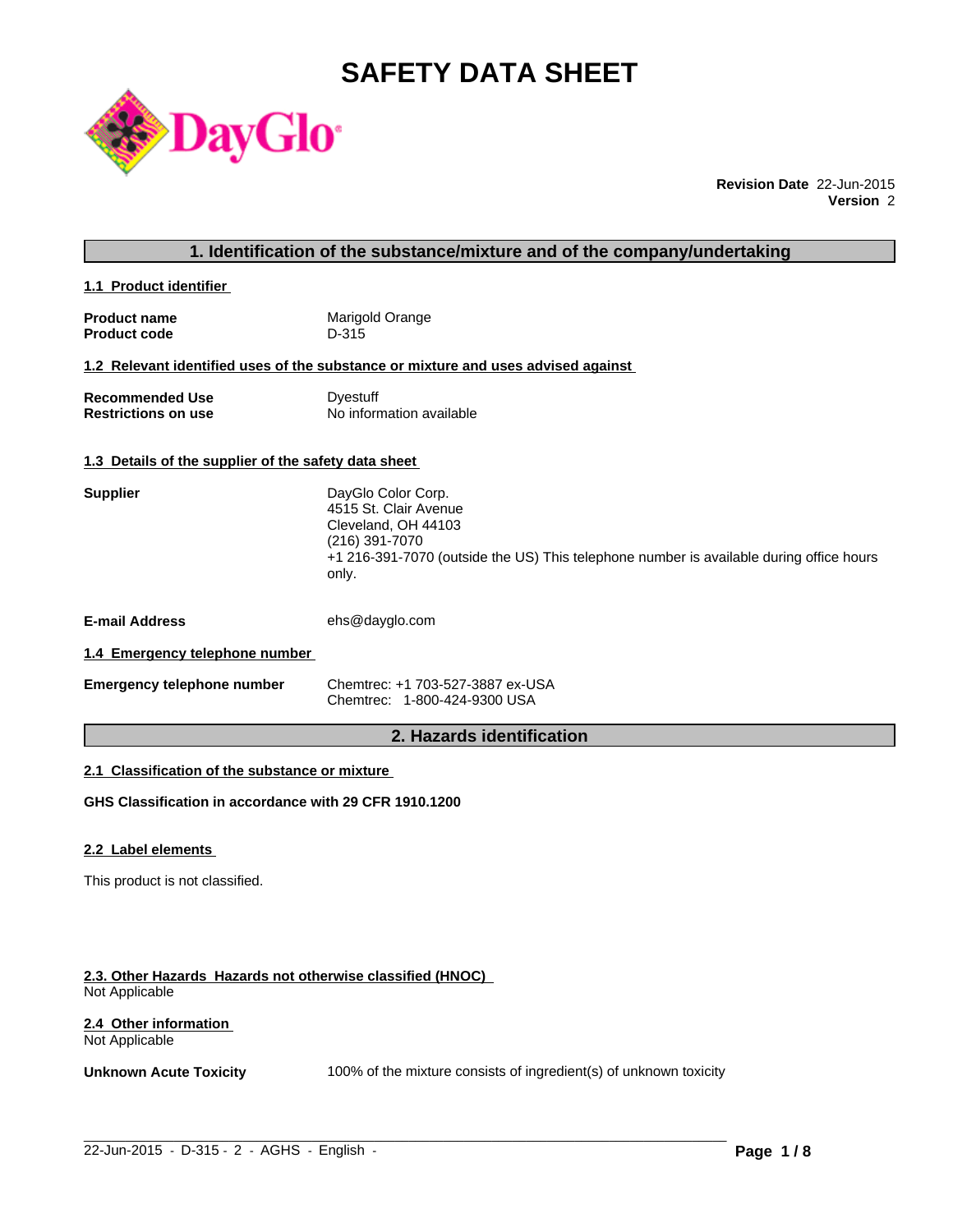# SAFETY DATA SHEET

**Revision Date** 22-Jun-2015
**Version** 2

## 1. Identification of the substance/mixture and of the company/undertaking

### 1.1 Product identifier

**Product name** Marigold Orange
**Product code** D-315

### 1.2 Relevant identified uses of the substance or mixture and uses advised against

**Recommended Use** Dyestuff
**Restrictions on use** No information available

### 1.3 Details of the supplier of the safety data sheet

**Supplier**
DayGlo Color Corp.
4515 St. Clair Avenue
Cleveland, OH 44103
(216) 391-7070
+1 216-391-7070 (outside the US) This telephone number is available during office hours only.

**E-mail Address** ehs@dayglo.com

### 1.4 Emergency telephone number

**Emergency telephone number**
Chemtrec: +1 703-527-3887 ex-USA
Chemtrec: 1-800-424-9300 USA

## 2. Hazards identification

### 2.1 Classification of the substance or mixture

**GHS Classification in accordance with 29 CFR 1910.1200**

### 2.2 Label elements

This product is not classified.

### 2.3. Other Hazards Hazards not otherwise classified (HNOC)

Not Applicable

### 2.4 Other information

Not Applicable

**Unknown Acute Toxicity** 100% of the mixture consists of ingredient(s) of unknown toxicity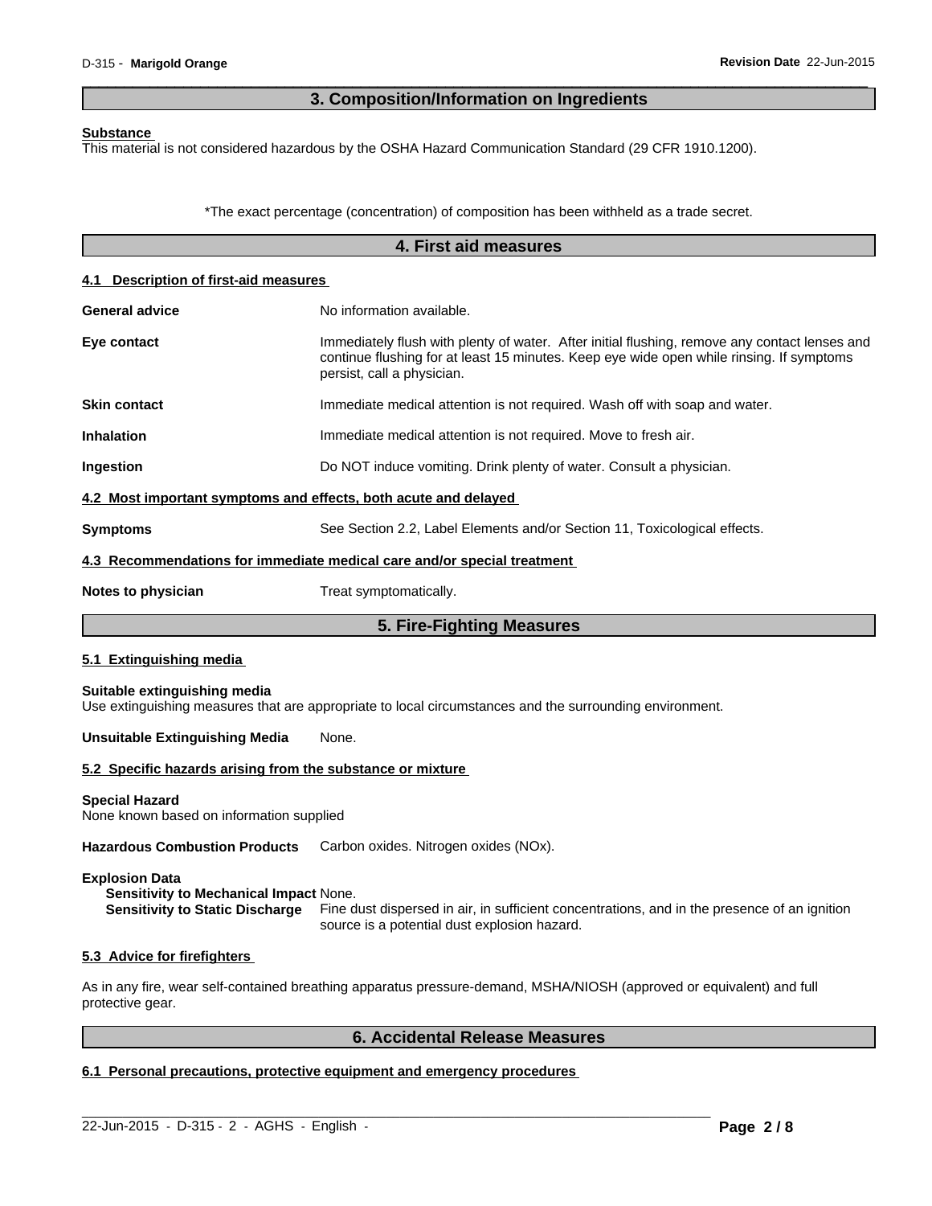## 3. Composition/Information on Ingredients

**Substance**

This material is not considered hazardous by the OSHA Hazard Communication Standard (29 CFR 1910.1200).

*The exact percentage (concentration) of composition has been withheld as a trade secret.

## 4. First aid measures

### 4.1 Description of first-aid measures

**General advice** No information available.

**Eye contact** Immediately flush with plenty of water. After initial flushing, remove any contact lenses and continue flushing for at least 15 minutes. Keep eye wide open while rinsing. If symptoms persist, call a physician.

**Skin contact** Immediate medical attention is not required. Wash off with soap and water.

**Inhalation** Immediate medical attention is not required. Move to fresh air.

**Ingestion** Do NOT induce vomiting. Drink plenty of water. Consult a physician.

### 4.2 Most important symptoms and effects, both acute and delayed

**Symptoms** See Section 2.2, Label Elements and/or Section 11, Toxicological effects.

### 4.3 Recommendations for immediate medical care and/or special treatment

**Notes to physician** Treat symptomatically.

## 5. Fire-Fighting Measures

### 5.1 Extinguishing media

**Suitable extinguishing media**

Use extinguishing measures that are appropriate to local circumstances and the surrounding environment.

**Unsuitable Extinguishing Media** None.

### 5.2 Specific hazards arising from the substance or mixture

**Special Hazard**

None known based on information supplied

**Hazardous Combustion Products** Carbon oxides. Nitrogen oxides (NOx).

**Explosion Data**

**Sensitivity to Mechanical Impact** None.

**Sensitivity to Static Discharge** Fine dust dispersed in air, in sufficient concentrations, and in the presence of an ignition source is a potential dust explosion hazard.

### 5.3 Advice for firefighters

As in any fire, wear self-contained breathing apparatus pressure-demand, MSHA/NIOSH (approved or equivalent) and full protective gear.

## 6. Accidental Release Measures

### 6.1 Personal precautions, protective equipment and emergency procedures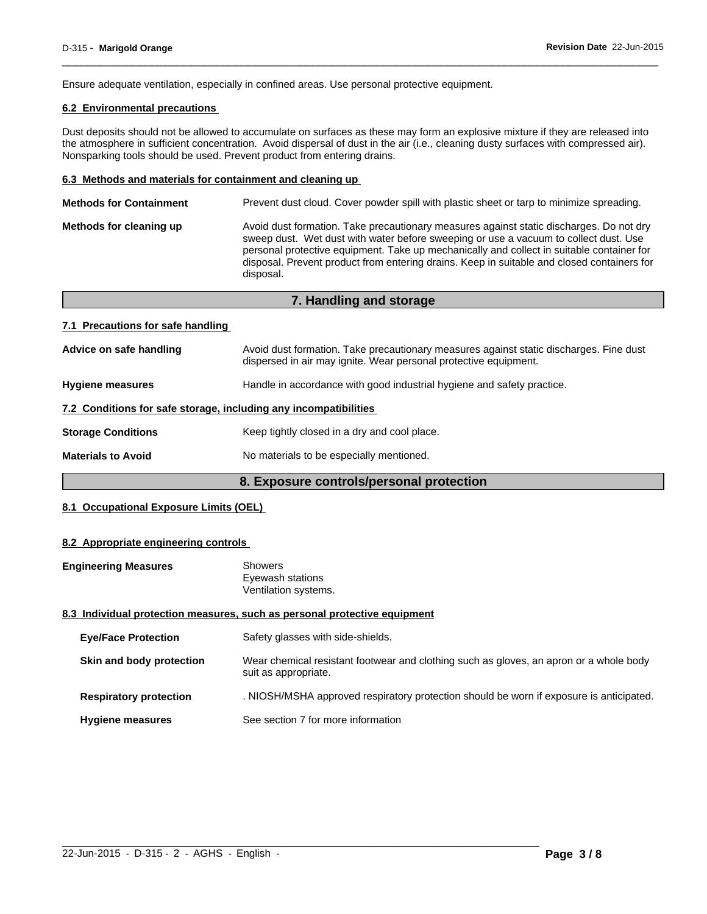Ensure adequate ventilation, especially in confined areas. Use personal protective equipment.

### 6.2 Environmental precautions

Dust deposits should not be allowed to accumulate on surfaces as these may form an explosive mixture if they are released into the atmosphere in sufficient concentration. Avoid dispersal of dust in the air (i.e., cleaning dusty surfaces with compressed air). Nonsparking tools should be used. Prevent product from entering drains.

### 6.3 Methods and materials for containment and cleaning up

**Methods for Containment** — Prevent dust cloud. Cover powder spill with plastic sheet or tarp to minimize spreading.

**Methods for cleaning up** — Avoid dust formation. Take precautionary measures against static discharges. Do not dry sweep dust. Wet dust with water before sweeping or use a vacuum to collect dust. Use personal protective equipment. Take up mechanically and collect in suitable container for disposal. Prevent product from entering drains. Keep in suitable and closed containers for disposal.

## 7. Handling and storage

### 7.1 Precautions for safe handling

**Advice on safe handling** — Avoid dust formation. Take precautionary measures against static discharges. Fine dust dispersed in air may ignite. Wear personal protective equipment.

**Hygiene measures** — Handle in accordance with good industrial hygiene and safety practice.

### 7.2 Conditions for safe storage, including any incompatibilities

**Storage Conditions** — Keep tightly closed in a dry and cool place.

**Materials to Avoid** — No materials to be especially mentioned.

## 8. Exposure controls/personal protection

### 8.1 Occupational Exposure Limits (OEL)

### 8.2 Appropriate engineering controls

**Engineering Measures** — Showers
Eyewash stations
Ventilation systems.

### 8.3 Individual protection measures, such as personal protective equipment

**Eye/Face Protection** — Safety glasses with side-shields.

**Skin and body protection** — Wear chemical resistant footwear and clothing such as gloves, an apron or a whole body suit as appropriate.

**Respiratory protection** — . NIOSH/MSHA approved respiratory protection should be worn if exposure is anticipated.

**Hygiene measures** — See section 7 for more information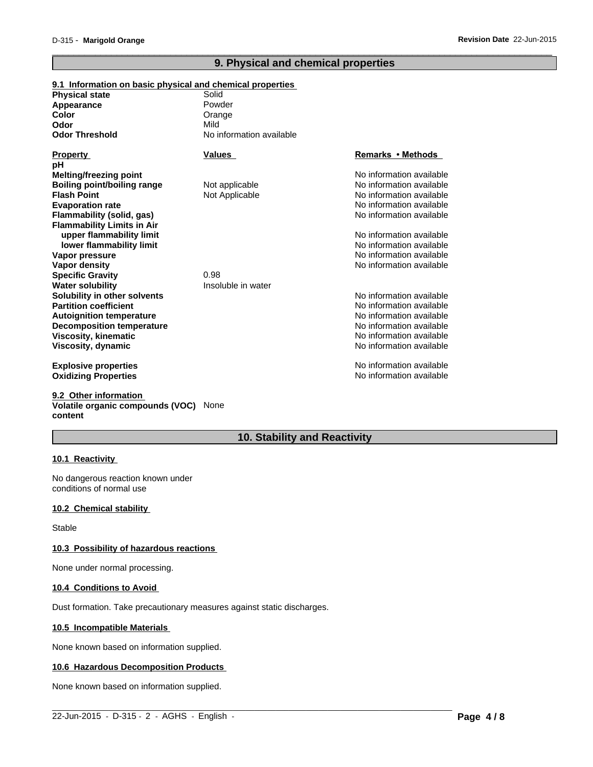## 9. Physical and chemical properties

### 9.1 Information on basic physical and chemical properties

| | |
|---|---|
| **Physical state** | Solid |
| **Appearance** | Powder |
| **Color** | Orange |
| **Odor** | Mild |
| **Odor Threshold** | No information available |

| Property | Values | Remarks • Methods |
|---|---|---|
| **pH** | | |
| **Melting/freezing point** | | No information available |
| **Boiling point/boiling range** | Not applicable | No information available |
| **Flash Point** | Not Applicable | No information available |
| **Evaporation rate** | | No information available |
| **Flammability (solid, gas)** | | No information available |
| **Flammability Limits in Air** | | |
| **upper flammability limit** | | No information available |
| **lower flammability limit** | | No information available |
| **Vapor pressure** | | No information available |
| **Vapor density** | | No information available |
| **Specific Gravity** | 0.98 | |
| **Water solubility** | Insoluble in water | |
| **Solubility in other solvents** | | No information available |
| **Partition coefficient** | | No information available |
| **Autoignition temperature** | | No information available |
| **Decomposition temperature** | | No information available |
| **Viscosity, kinematic** | | No information available |
| **Viscosity, dynamic** | | No information available |
| **Explosive properties** | | No information available |
| **Oxidizing Properties** | | No information available |

### 9.2 Other information

**Volatile organic compounds (VOC) content** None

## 10. Stability and Reactivity

### 10.1 Reactivity

No dangerous reaction known under conditions of normal use

### 10.2 Chemical stability

Stable

### 10.3 Possibility of hazardous reactions

None under normal processing.

### 10.4 Conditions to Avoid

Dust formation. Take precautionary measures against static discharges.

### 10.5 Incompatible Materials

None known based on information supplied.

### 10.6 Hazardous Decomposition Products

None known based on information supplied.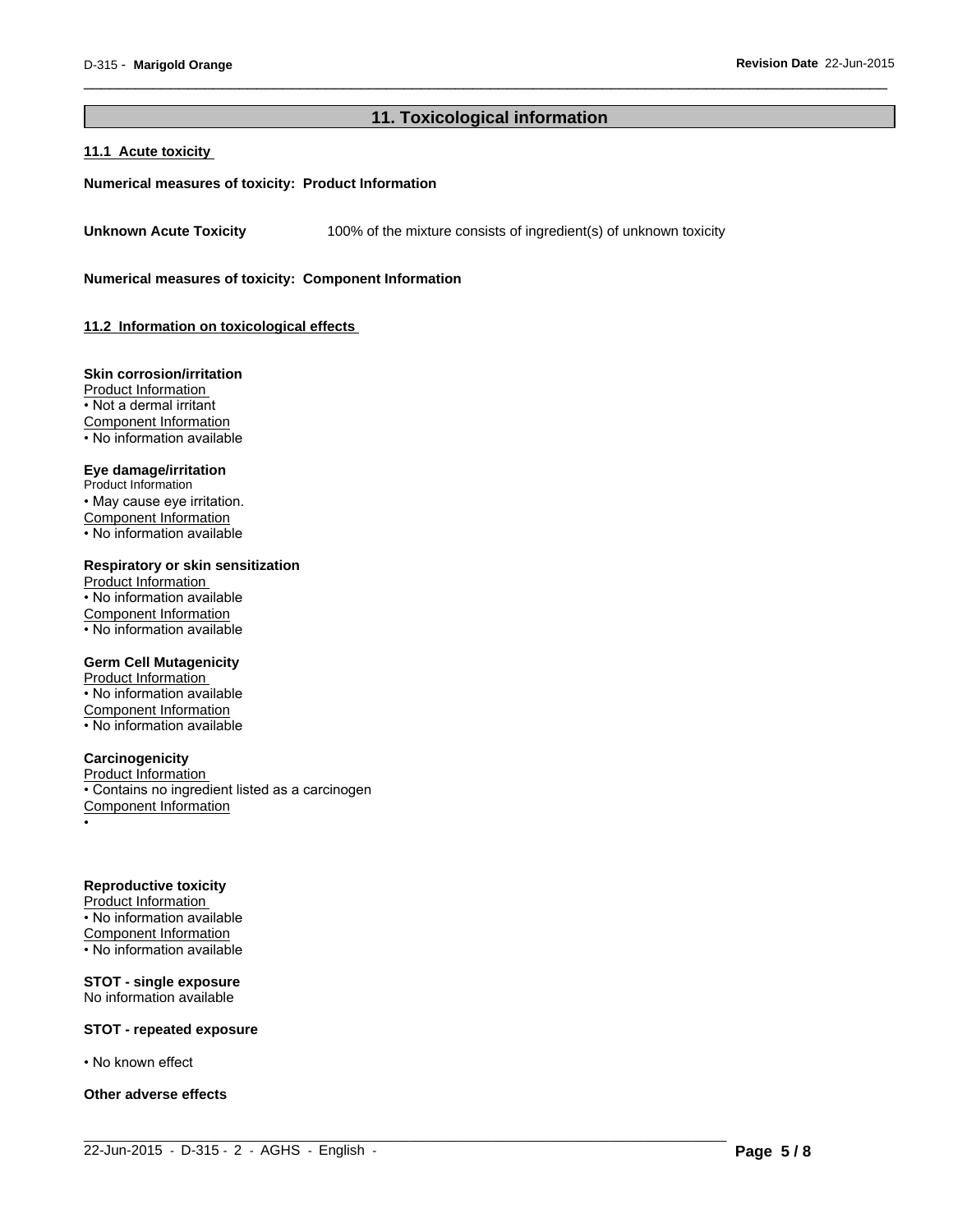## 11. Toxicological information

### 11.1 Acute toxicity

**Numerical measures of toxicity: Product Information**

**Unknown Acute Toxicity** 100% of the mixture consists of ingredient(s) of unknown toxicity

**Numerical measures of toxicity: Component Information**

### 11.2 Information on toxicological effects

**Skin corrosion/irritation**
Product Information
• Not a dermal irritant
Component Information
• No information available

**Eye damage/irritation**
Product Information
• May cause eye irritation.
Component Information
• No information available

**Respiratory or skin sensitization**
Product Information
• No information available
Component Information
• No information available

**Germ Cell Mutagenicity**
Product Information
• No information available
Component Information
• No information available

**Carcinogenicity**
Product Information
• Contains no ingredient listed as a carcinogen
Component Information
•

**Reproductive toxicity**
Product Information
• No information available
Component Information
• No information available

**STOT - single exposure**
No information available

**STOT - repeated exposure**

• No known effect

**Other adverse effects**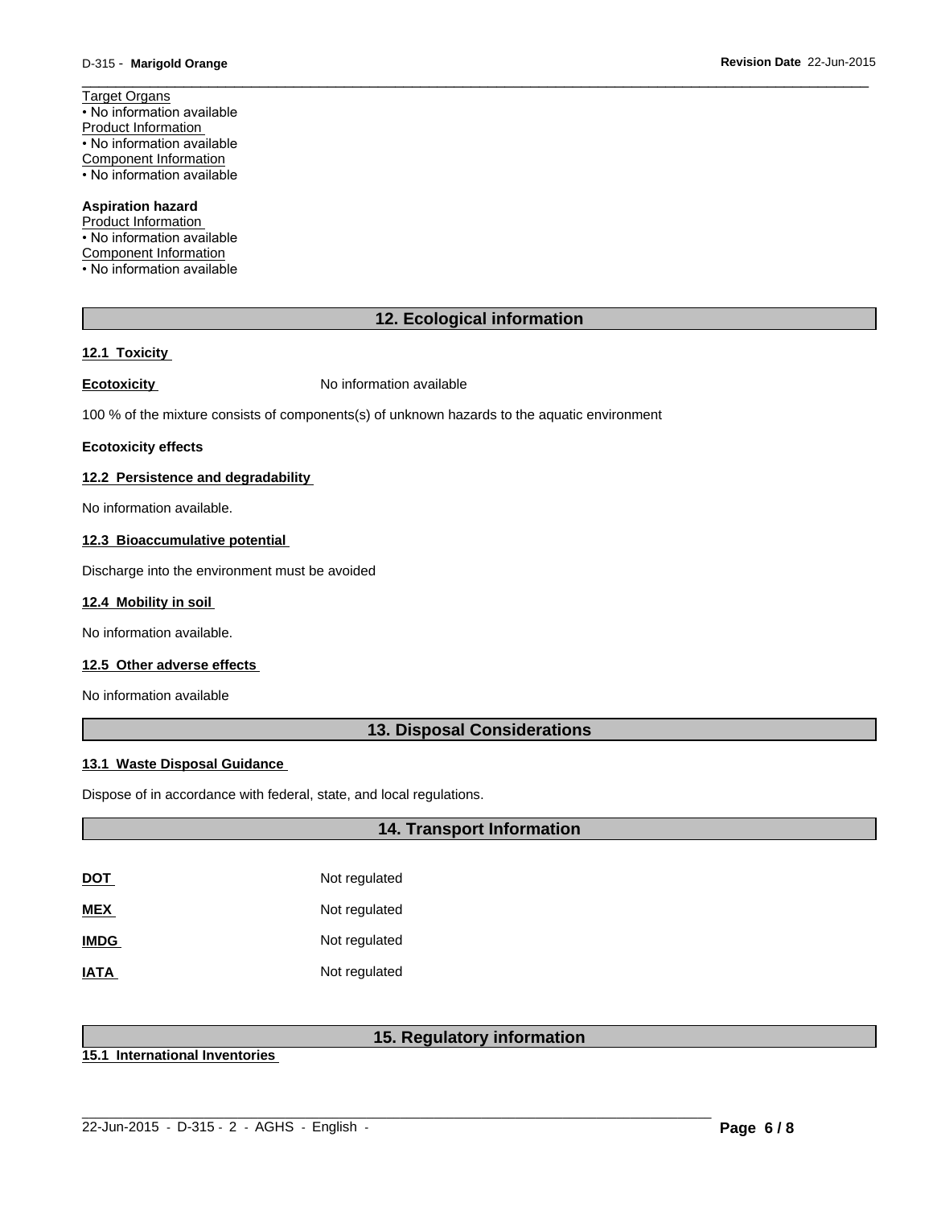Target Organs
• No information available
Product Information
• No information available
Component Information
• No information available

**Aspiration hazard**
Product Information
• No information available
Component Information
• No information available

## 12. Ecological information

### 12.1 Toxicity

**Ecotoxicity** No information available

100 % of the mixture consists of components(s) of unknown hazards to the aquatic environment

**Ecotoxicity effects**

### 12.2 Persistence and degradability

No information available.

### 12.3 Bioaccumulative potential

Discharge into the environment must be avoided

### 12.4 Mobility in soil

No information available.

### 12.5 Other adverse effects

No information available

## 13. Disposal Considerations

### 13.1 Waste Disposal Guidance

Dispose of in accordance with federal, state, and local regulations.

## 14. Transport Information

| | |
|---|---|
| **DOT** | Not regulated |
| **MEX** | Not regulated |
| **IMDG** | Not regulated |
| **IATA** | Not regulated |

## 15. Regulatory information

### 15.1 International Inventories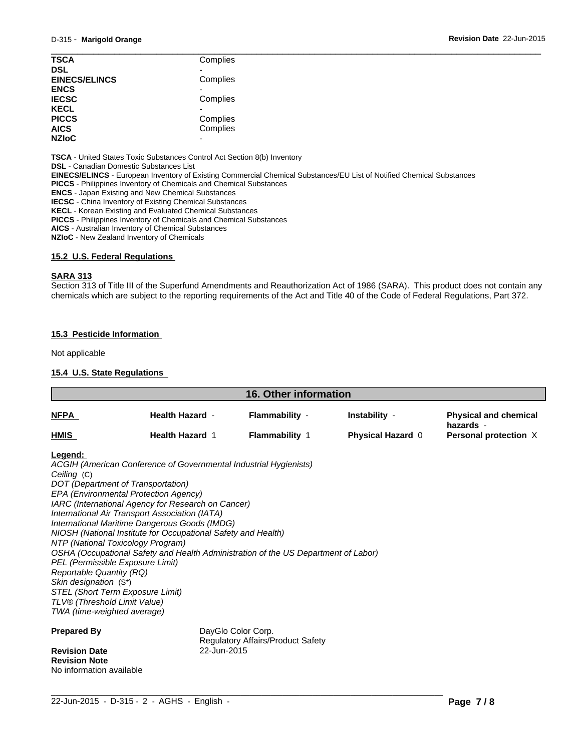| | |
|---|---|
| **TSCA** | Complies |
| **DSL** | - |
| **EINECS/ELINCS** | Complies |
| **ENCS** | - |
| **IECSC** | Complies |
| **KECL** | - |
| **PICCS** | Complies |
| **AICS** | Complies |
| **NZIoC** | - |

**TSCA** - United States Toxic Substances Control Act Section 8(b) Inventory
**DSL** - Canadian Domestic Substances List
**EINECS/ELINCS** - European Inventory of Existing Commercial Chemical Substances/EU List of Notified Chemical Substances
**PICCS** - Philippines Inventory of Chemicals and Chemical Substances
**ENCS** - Japan Existing and New Chemical Substances
**IECSC** - China Inventory of Existing Chemical Substances
**KECL** - Korean Existing and Evaluated Chemical Substances
**PICCS** - Philippines Inventory of Chemicals and Chemical Substances
**AICS** - Australian Inventory of Chemical Substances
**NZIoC** - New Zealand Inventory of Chemicals

### 15.2 U.S. Federal Regulations

**SARA 313**
Section 313 of Title III of the Superfund Amendments and Reauthorization Act of 1986 (SARA). This product does not contain any chemicals which are subject to the reporting requirements of the Act and Title 40 of the Code of Federal Regulations, Part 372.

### 15.3 Pesticide Information

Not applicable

### 15.4 U.S. State Regulations

## 16. Other information

| | | | | |
|---|---|---|---|---|
| **NFPA** | **Health Hazard** - | **Flammability** - | **Instability** - | **Physical and chemical hazards** - |
| **HMIS** | **Health Hazard** 1 | **Flammability** 1 | **Physical Hazard** 0 | **Personal protection** X |

**Legend:**
*ACGIH (American Conference of Governmental Industrial Hygienists)*
*Ceiling* (C)
*DOT (Department of Transportation)*
*EPA (Environmental Protection Agency)*
*IARC (International Agency for Research on Cancer)*
*International Air Transport Association (IATA)*
*International Maritime Dangerous Goods (IMDG)*
*NIOSH (National Institute for Occupational Safety and Health)*
*NTP (National Toxicology Program)*
*OSHA (Occupational Safety and Health Administration of the US Department of Labor)*
*PEL (Permissible Exposure Limit)*
*Reportable Quantity (RQ)*
*Skin designation* (S*)
*STEL (Short Term Exposure Limit)*
*TLV® (Threshold Limit Value)*
*TWA (time-weighted average)*

**Prepared By** DayGlo Color Corp.
Regulatory Affairs/Product Safety

**Revision Date** 22-Jun-2015

**Revision Note**
No information available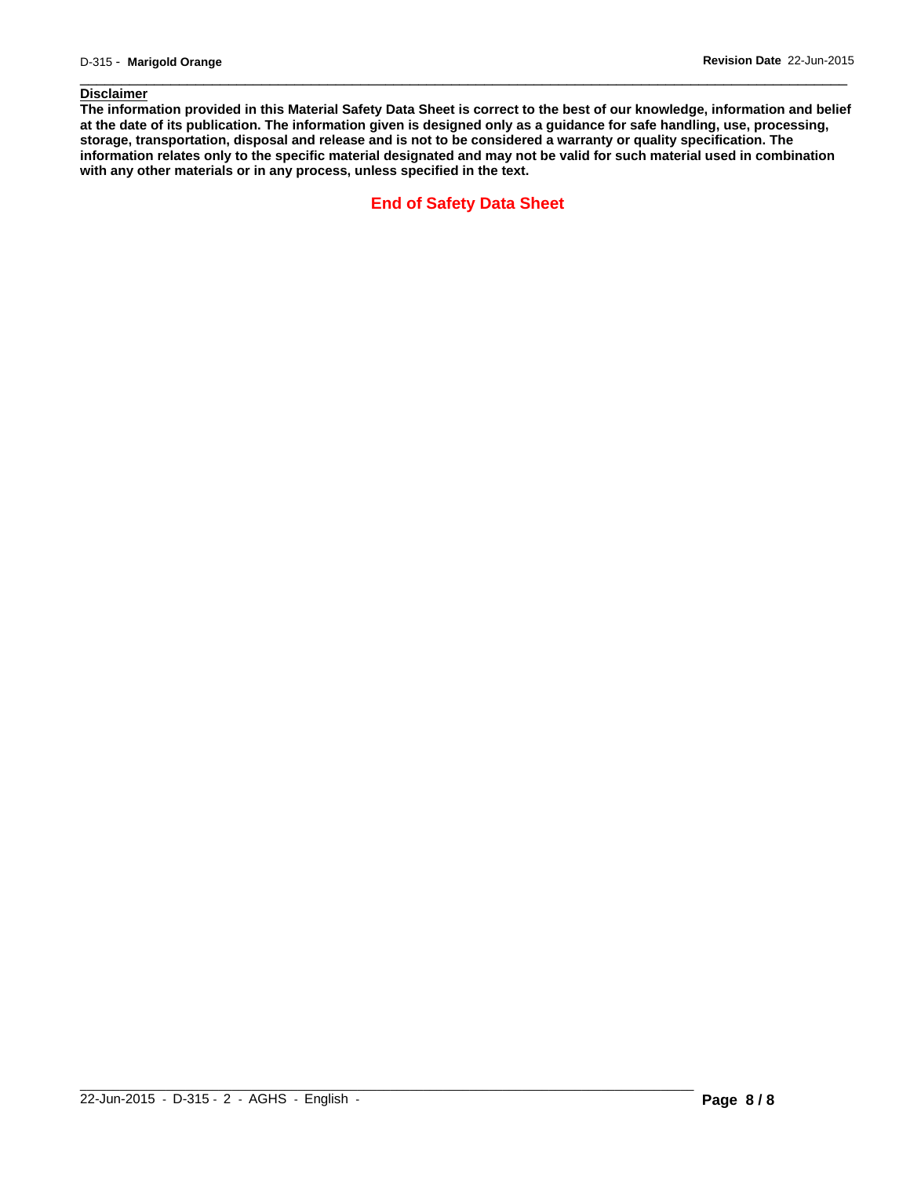**Disclaimer**

**The information provided in this Material Safety Data Sheet is correct to the best of our knowledge, information and belief at the date of its publication. The information given is designed only as a guidance for safe handling, use, processing, storage, transportation, disposal and release and is not to be considered a warranty or quality specification. The information relates only to the specific material designated and may not be valid for such material used in combination with any other materials or in any process, unless specified in the text.**

**End of Safety Data Sheet**